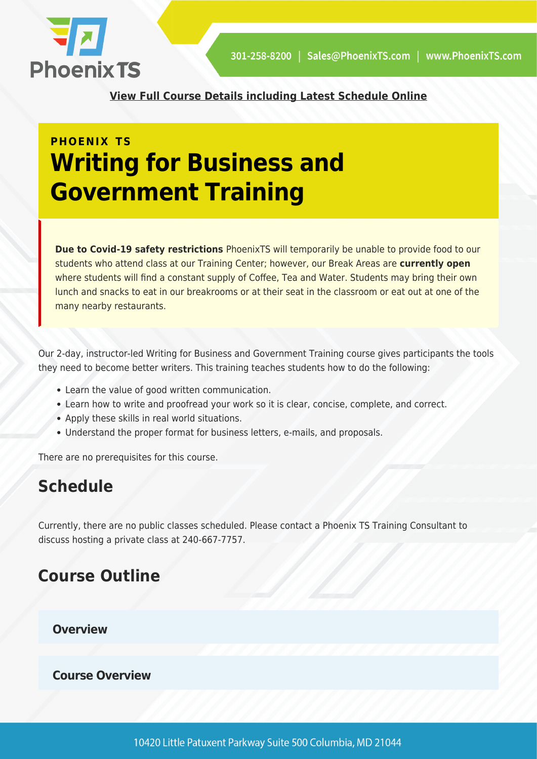[View Full Course Details including Latest Schedule Online]

PHOENIX TS

# Writing for Business and Government Training

**Due to Covid-19 safety restrictions** PhoenixTS will temporarily be unable to provide food to our students who attend class at our Training Center; however, our Break Areas are **currently open** where students will find a constant supply of Coffee, Tea and Water. Students may bring their own lunch and snacks to eat in our breakrooms or at their seat in the classroom or eat out at one of the many nearby restaurants.

Our 2-day, instructor-led Writing for Business and Government Training course gives participants the tools they need to become better writers. This training teaches students how to do the following:

- Learn the value of good written communication.
- Learn how to write and proofread your work so it is clear, concise, complete, and correct.
- Apply these skills in real world situations.
- Understand the proper format for business letters, e-mails, and proposals.

There are no prerequisites for this course.

## Schedule

Currently, there are no public classes scheduled. Please contact a Phoenix TS Training Consultant to discuss hosting a private class at 240-667-7757.

## Course Outline

### Overview

### Course Overview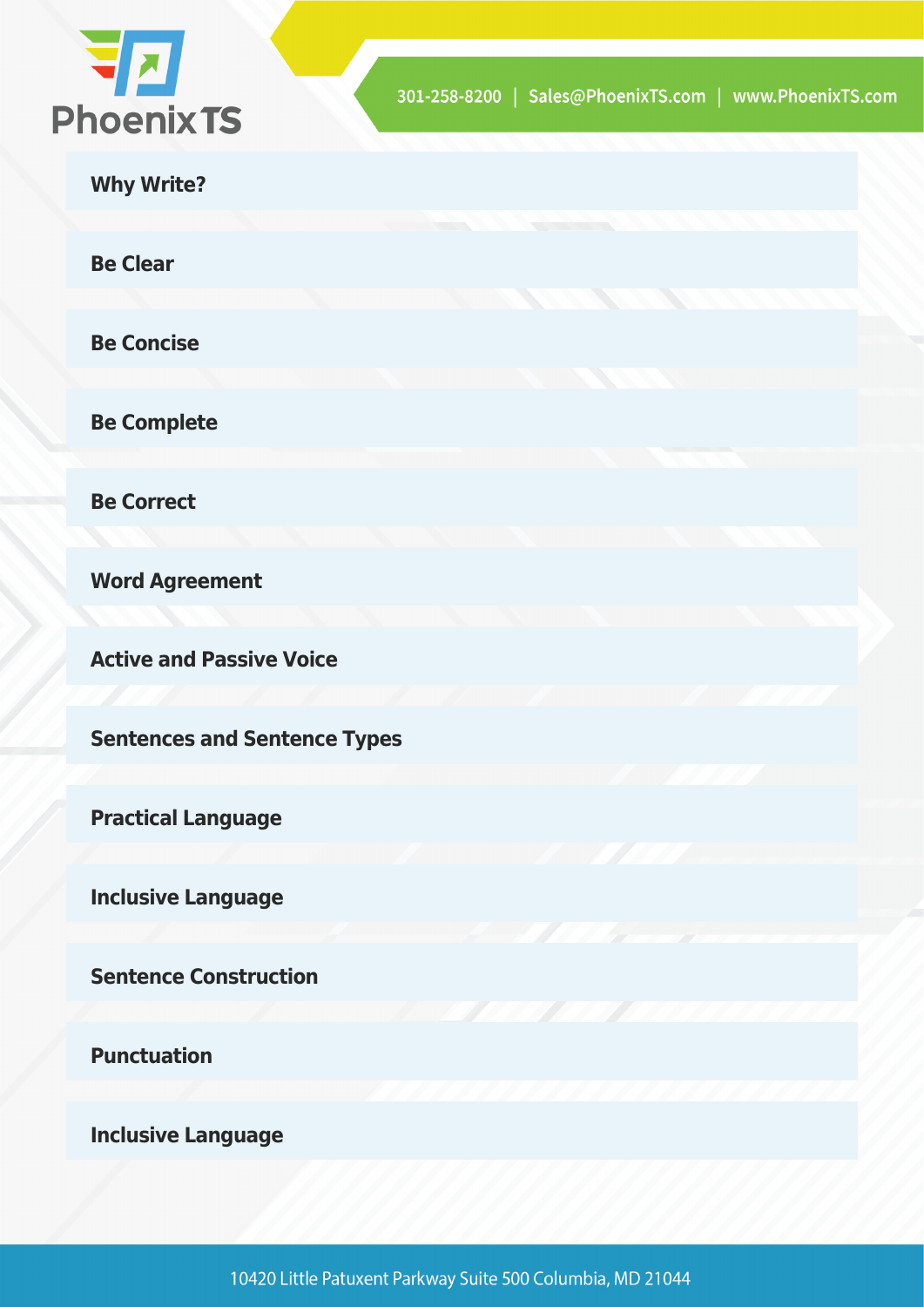**Why Write?**

**Be Clear**

**Be Concise**

**Be Complete**

**Be Correct**

**Word Agreement**

**Active and Passive Voice**

**Sentences and Sentence Types**

**Practical Language**

**Inclusive Language**

**Sentence Construction**

**Punctuation**

**Inclusive Language**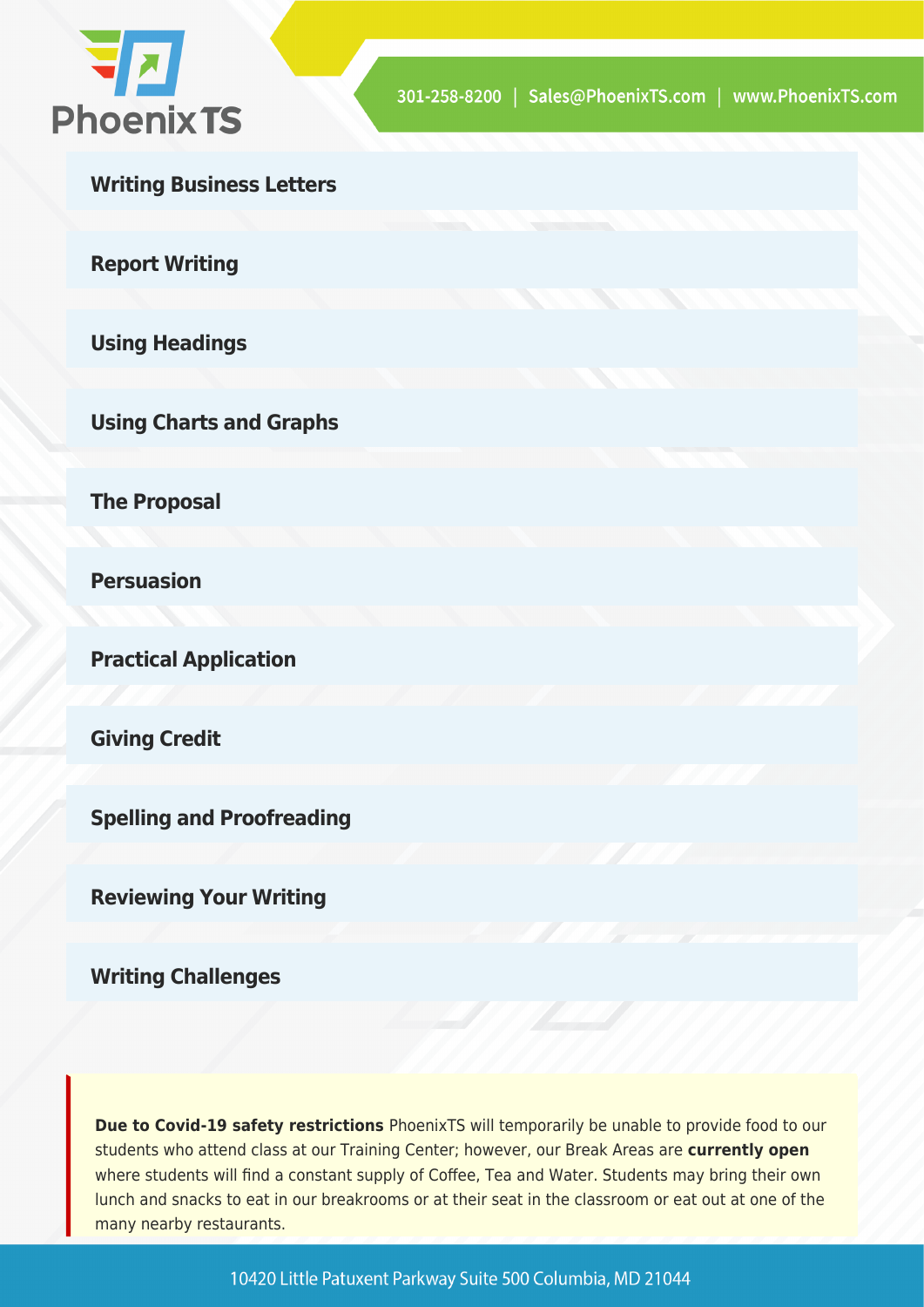### Writing Business Letters

### Report Writing

### Using Headings

### Using Charts and Graphs

### The Proposal

### Persuasion

### Practical Application

### Giving Credit

### Spelling and Proofreading

### Reviewing Your Writing

### Writing Challenges

**Due to Covid-19 safety restrictions** PhoenixTS will temporarily be unable to provide food to our students who attend class at our Training Center; however, our Break Areas are **currently open** where students will find a constant supply of Coffee, Tea and Water. Students may bring their own lunch and snacks to eat in our breakrooms or at their seat in the classroom or eat out at one of the many nearby restaurants.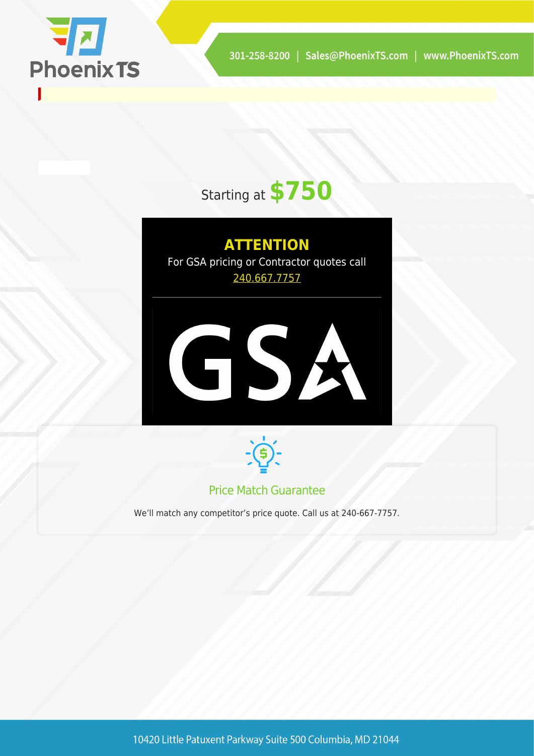Starting at **$750**

**ATTENTION**

For GSA pricing or Contractor quotes call 240.667.7757

GSA

## Price Match Guarantee

We'll match any competitor's price quote. Call us at 240-667-7757.